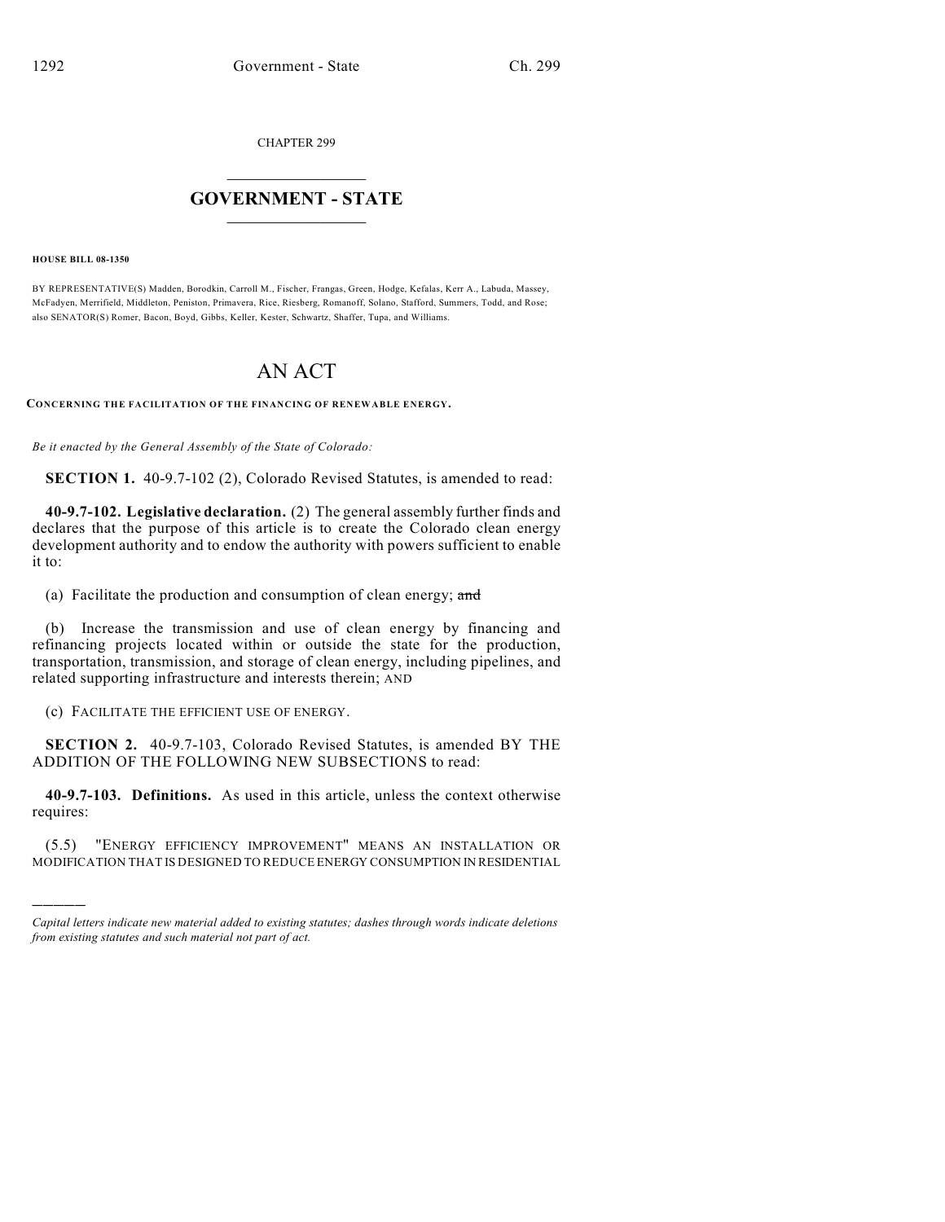CHAPTER 299

## GOVERNMENT - STATE

**HOUSE BILL 08-1350**

BY REPRESENTATIVE(S) Madden, Borodkin, Carroll M., Fischer, Frangas, Green, Hodge, Kefalas, Kerr A., Labuda, Massey, McFadyen, Merrifield, Middleton, Peniston, Primavera, Rice, Riesberg, Romanoff, Solano, Stafford, Summers, Todd, and Rose; also SENATOR(S) Romer, Bacon, Boyd, Gibbs, Keller, Kester, Schwartz, Shaffer, Tupa, and Williams.

# AN ACT

**CONCERNING THE FACILITATION OF THE FINANCING OF RENEWABLE ENERGY.**

*Be it enacted by the General Assembly of the State of Colorado:*

**SECTION 1.** 40-9.7-102 (2), Colorado Revised Statutes, is amended to read:

**40-9.7-102. Legislative declaration.** (2) The general assembly further finds and declares that the purpose of this article is to create the Colorado clean energy development authority and to endow the authority with powers sufficient to enable it to:

(a) Facilitate the production and consumption of clean energy; ~~and~~

(b) Increase the transmission and use of clean energy by financing and refinancing projects located within or outside the state for the production, transportation, transmission, and storage of clean energy, including pipelines, and related supporting infrastructure and interests therein; AND

(c) FACILITATE THE EFFICIENT USE OF ENERGY.

**SECTION 2.** 40-9.7-103, Colorado Revised Statutes, is amended BY THE ADDITION OF THE FOLLOWING NEW SUBSECTIONS to read:

**40-9.7-103. Definitions.** As used in this article, unless the context otherwise requires:

(5.5) "ENERGY EFFICIENCY IMPROVEMENT" MEANS AN INSTALLATION OR MODIFICATION THAT IS DESIGNED TO REDUCE ENERGY CONSUMPTION IN RESIDENTIAL

*Capital letters indicate new material added to existing statutes; dashes through words indicate deletions from existing statutes and such material not part of act.*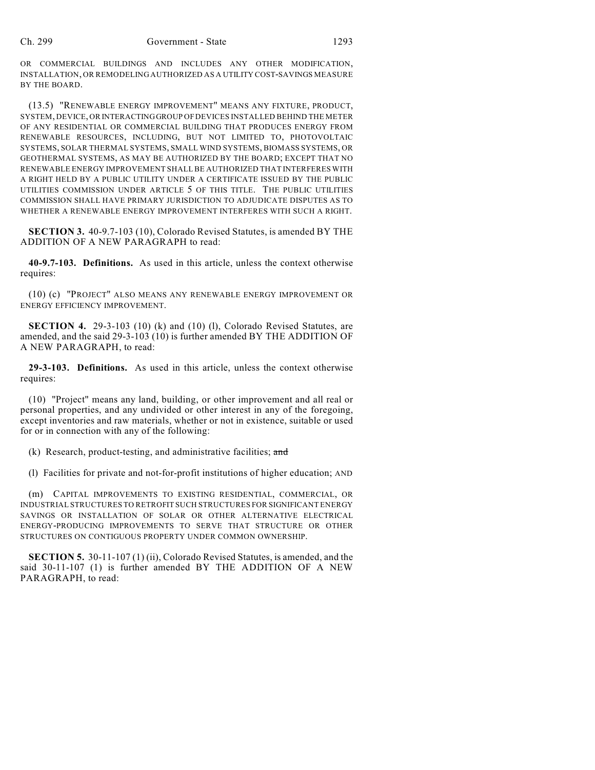OR COMMERCIAL BUILDINGS AND INCLUDES ANY OTHER MODIFICATION, INSTALLATION, OR REMODELING AUTHORIZED AS A UTILITY COST-SAVINGS MEASURE BY THE BOARD.

(13.5) "RENEWABLE ENERGY IMPROVEMENT" MEANS ANY FIXTURE, PRODUCT, SYSTEM, DEVICE, OR INTERACTING GROUP OF DEVICES INSTALLED BEHIND THE METER OF ANY RESIDENTIAL OR COMMERCIAL BUILDING THAT PRODUCES ENERGY FROM RENEWABLE RESOURCES, INCLUDING, BUT NOT LIMITED TO, PHOTOVOLTAIC SYSTEMS, SOLAR THERMAL SYSTEMS, SMALL WIND SYSTEMS, BIOMASS SYSTEMS, OR GEOTHERMAL SYSTEMS, AS MAY BE AUTHORIZED BY THE BOARD; EXCEPT THAT NO RENEWABLE ENERGY IMPROVEMENT SHALL BE AUTHORIZED THAT INTERFERES WITH A RIGHT HELD BY A PUBLIC UTILITY UNDER A CERTIFICATE ISSUED BY THE PUBLIC UTILITIES COMMISSION UNDER ARTICLE 5 OF THIS TITLE. THE PUBLIC UTILITIES COMMISSION SHALL HAVE PRIMARY JURISDICTION TO ADJUDICATE DISPUTES AS TO WHETHER A RENEWABLE ENERGY IMPROVEMENT INTERFERES WITH SUCH A RIGHT.

**SECTION 3.** 40-9.7-103 (10), Colorado Revised Statutes, is amended BY THE ADDITION OF A NEW PARAGRAPH to read:

**40-9.7-103. Definitions.** As used in this article, unless the context otherwise requires:

(10) (c) "PROJECT" ALSO MEANS ANY RENEWABLE ENERGY IMPROVEMENT OR ENERGY EFFICIENCY IMPROVEMENT.

**SECTION 4.** 29-3-103 (10) (k) and (10) (l), Colorado Revised Statutes, are amended, and the said 29-3-103 (10) is further amended BY THE ADDITION OF A NEW PARAGRAPH, to read:

**29-3-103. Definitions.** As used in this article, unless the context otherwise requires:

(10) "Project" means any land, building, or other improvement and all real or personal properties, and any undivided or other interest in any of the foregoing, except inventories and raw materials, whether or not in existence, suitable or used for or in connection with any of the following:

(k) Research, product-testing, and administrative facilities; ~~and~~

(l) Facilities for private and not-for-profit institutions of higher education; AND

(m) CAPITAL IMPROVEMENTS TO EXISTING RESIDENTIAL, COMMERCIAL, OR INDUSTRIAL STRUCTURES TO RETROFIT SUCH STRUCTURES FOR SIGNIFICANT ENERGY SAVINGS OR INSTALLATION OF SOLAR OR OTHER ALTERNATIVE ELECTRICAL ENERGY-PRODUCING IMPROVEMENTS TO SERVE THAT STRUCTURE OR OTHER STRUCTURES ON CONTIGUOUS PROPERTY UNDER COMMON OWNERSHIP.

**SECTION 5.** 30-11-107 (1) (ii), Colorado Revised Statutes, is amended, and the said 30-11-107 (1) is further amended BY THE ADDITION OF A NEW PARAGRAPH, to read: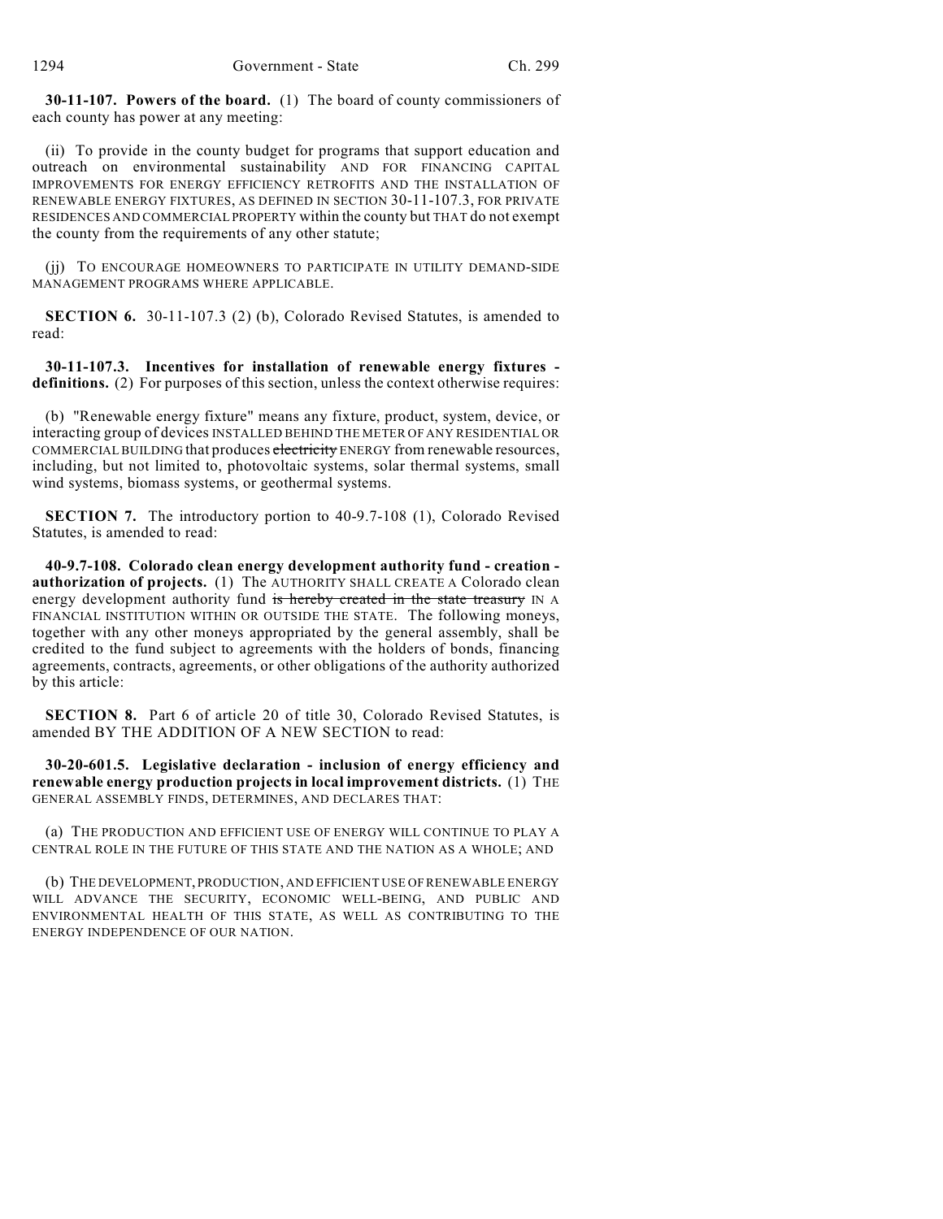**30-11-107. Powers of the board.** (1) The board of county commissioners of each county has power at any meeting:

(ii) To provide in the county budget for programs that support education and outreach on environmental sustainability AND FOR FINANCING CAPITAL IMPROVEMENTS FOR ENERGY EFFICIENCY RETROFITS AND THE INSTALLATION OF RENEWABLE ENERGY FIXTURES, AS DEFINED IN SECTION 30-11-107.3, FOR PRIVATE RESIDENCES AND COMMERCIAL PROPERTY within the county but THAT do not exempt the county from the requirements of any other statute;

(jj) TO ENCOURAGE HOMEOWNERS TO PARTICIPATE IN UTILITY DEMAND-SIDE MANAGEMENT PROGRAMS WHERE APPLICABLE.

**SECTION 6.** 30-11-107.3 (2) (b), Colorado Revised Statutes, is amended to read:

**30-11-107.3. Incentives for installation of renewable energy fixtures - definitions.** (2) For purposes of this section, unless the context otherwise requires:

(b) "Renewable energy fixture" means any fixture, product, system, device, or interacting group of devices INSTALLED BEHIND THE METER OF ANY RESIDENTIAL OR COMMERCIAL BUILDING that produces ~~electricity~~ ENERGY from renewable resources, including, but not limited to, photovoltaic systems, solar thermal systems, small wind systems, biomass systems, or geothermal systems.

**SECTION 7.** The introductory portion to 40-9.7-108 (1), Colorado Revised Statutes, is amended to read:

**40-9.7-108. Colorado clean energy development authority fund - creation - authorization of projects.** (1) The AUTHORITY SHALL CREATE A Colorado clean energy development authority fund ~~is hereby created in the state treasury~~ IN A FINANCIAL INSTITUTION WITHIN OR OUTSIDE THE STATE. The following moneys, together with any other moneys appropriated by the general assembly, shall be credited to the fund subject to agreements with the holders of bonds, financing agreements, contracts, agreements, or other obligations of the authority authorized by this article:

**SECTION 8.** Part 6 of article 20 of title 30, Colorado Revised Statutes, is amended BY THE ADDITION OF A NEW SECTION to read:

**30-20-601.5. Legislative declaration - inclusion of energy efficiency and renewable energy production projects in local improvement districts.** (1) THE GENERAL ASSEMBLY FINDS, DETERMINES, AND DECLARES THAT:

(a) THE PRODUCTION AND EFFICIENT USE OF ENERGY WILL CONTINUE TO PLAY A CENTRAL ROLE IN THE FUTURE OF THIS STATE AND THE NATION AS A WHOLE; AND

(b) THE DEVELOPMENT, PRODUCTION, AND EFFICIENT USE OF RENEWABLE ENERGY WILL ADVANCE THE SECURITY, ECONOMIC WELL-BEING, AND PUBLIC AND ENVIRONMENTAL HEALTH OF THIS STATE, AS WELL AS CONTRIBUTING TO THE ENERGY INDEPENDENCE OF OUR NATION.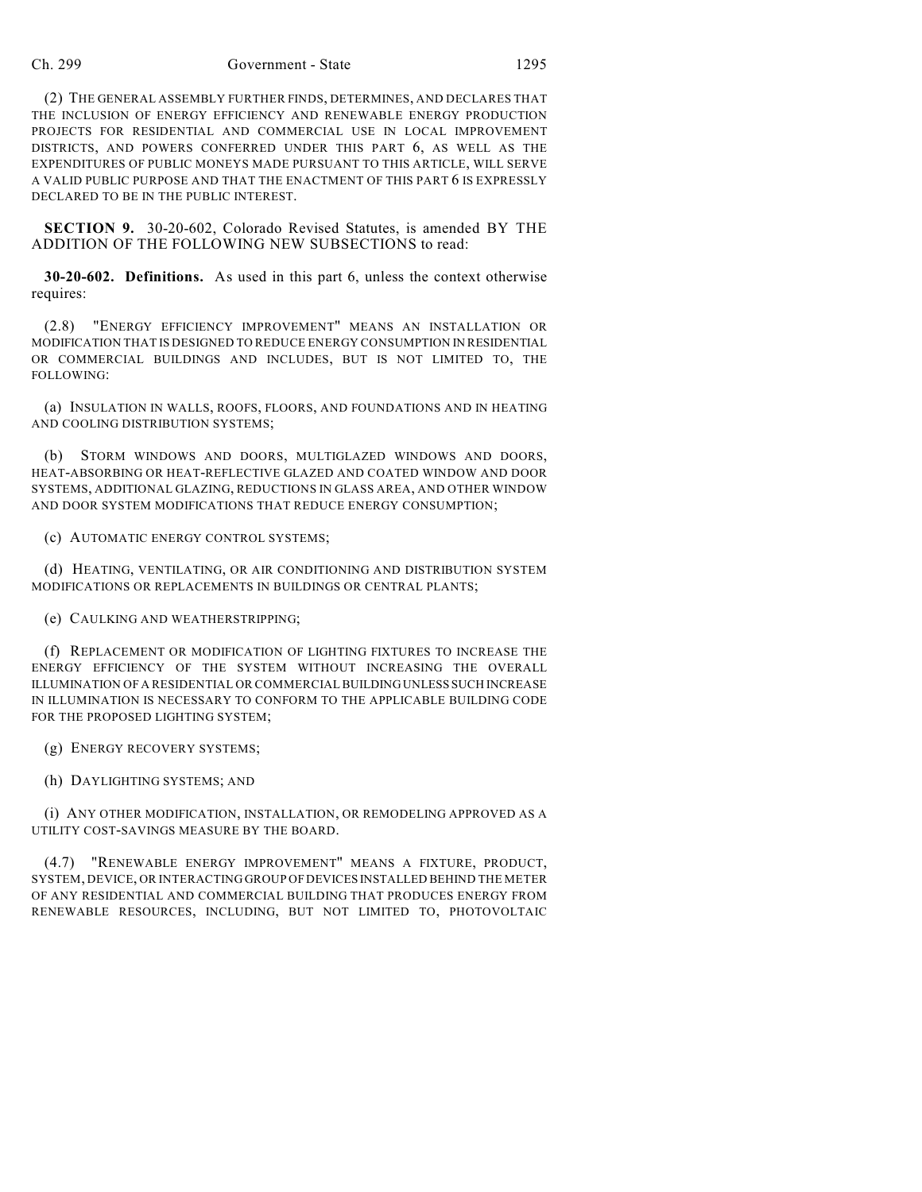(2) THE GENERAL ASSEMBLY FURTHER FINDS, DETERMINES, AND DECLARES THAT THE INCLUSION OF ENERGY EFFICIENCY AND RENEWABLE ENERGY PRODUCTION PROJECTS FOR RESIDENTIAL AND COMMERCIAL USE IN LOCAL IMPROVEMENT DISTRICTS, AND POWERS CONFERRED UNDER THIS PART 6, AS WELL AS THE EXPENDITURES OF PUBLIC MONEYS MADE PURSUANT TO THIS ARTICLE, WILL SERVE A VALID PUBLIC PURPOSE AND THAT THE ENACTMENT OF THIS PART 6 IS EXPRESSLY DECLARED TO BE IN THE PUBLIC INTEREST.

**SECTION 9.** 30-20-602, Colorado Revised Statutes, is amended BY THE ADDITION OF THE FOLLOWING NEW SUBSECTIONS to read:

**30-20-602. Definitions.** As used in this part 6, unless the context otherwise requires:

(2.8) "ENERGY EFFICIENCY IMPROVEMENT" MEANS AN INSTALLATION OR MODIFICATION THAT IS DESIGNED TO REDUCE ENERGY CONSUMPTION IN RESIDENTIAL OR COMMERCIAL BUILDINGS AND INCLUDES, BUT IS NOT LIMITED TO, THE FOLLOWING:

(a) INSULATION IN WALLS, ROOFS, FLOORS, AND FOUNDATIONS AND IN HEATING AND COOLING DISTRIBUTION SYSTEMS;

(b) STORM WINDOWS AND DOORS, MULTIGLAZED WINDOWS AND DOORS, HEAT-ABSORBING OR HEAT-REFLECTIVE GLAZED AND COATED WINDOW AND DOOR SYSTEMS, ADDITIONAL GLAZING, REDUCTIONS IN GLASS AREA, AND OTHER WINDOW AND DOOR SYSTEM MODIFICATIONS THAT REDUCE ENERGY CONSUMPTION;

(c) AUTOMATIC ENERGY CONTROL SYSTEMS;

(d) HEATING, VENTILATING, OR AIR CONDITIONING AND DISTRIBUTION SYSTEM MODIFICATIONS OR REPLACEMENTS IN BUILDINGS OR CENTRAL PLANTS;

(e) CAULKING AND WEATHERSTRIPPING;

(f) REPLACEMENT OR MODIFICATION OF LIGHTING FIXTURES TO INCREASE THE ENERGY EFFICIENCY OF THE SYSTEM WITHOUT INCREASING THE OVERALL ILLUMINATION OF A RESIDENTIAL OR COMMERCIAL BUILDING UNLESS SUCH INCREASE IN ILLUMINATION IS NECESSARY TO CONFORM TO THE APPLICABLE BUILDING CODE FOR THE PROPOSED LIGHTING SYSTEM;

(g) ENERGY RECOVERY SYSTEMS;

(h) DAYLIGHTING SYSTEMS; AND

(i) ANY OTHER MODIFICATION, INSTALLATION, OR REMODELING APPROVED AS A UTILITY COST-SAVINGS MEASURE BY THE BOARD.

(4.7) "RENEWABLE ENERGY IMPROVEMENT" MEANS A FIXTURE, PRODUCT, SYSTEM, DEVICE, OR INTERACTING GROUP OF DEVICES INSTALLED BEHIND THE METER OF ANY RESIDENTIAL AND COMMERCIAL BUILDING THAT PRODUCES ENERGY FROM RENEWABLE RESOURCES, INCLUDING, BUT NOT LIMITED TO, PHOTOVOLTAIC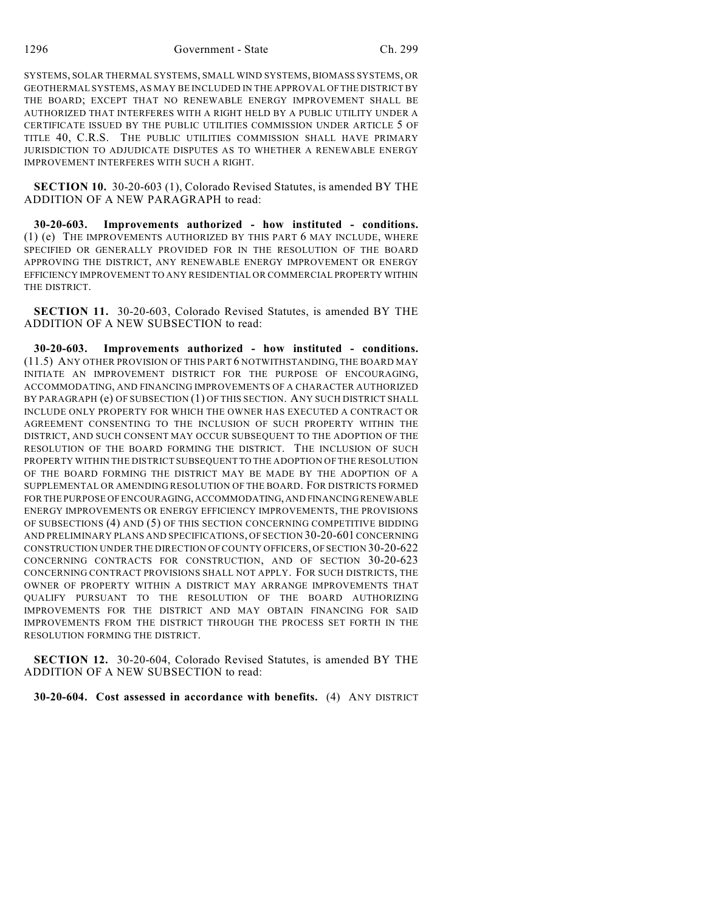SYSTEMS, SOLAR THERMAL SYSTEMS, SMALL WIND SYSTEMS, BIOMASS SYSTEMS, OR GEOTHERMAL SYSTEMS, AS MAY BE INCLUDED IN THE APPROVAL OF THE DISTRICT BY THE BOARD; EXCEPT THAT NO RENEWABLE ENERGY IMPROVEMENT SHALL BE AUTHORIZED THAT INTERFERES WITH A RIGHT HELD BY A PUBLIC UTILITY UNDER A CERTIFICATE ISSUED BY THE PUBLIC UTILITIES COMMISSION UNDER ARTICLE 5 OF TITLE 40, C.R.S. THE PUBLIC UTILITIES COMMISSION SHALL HAVE PRIMARY JURISDICTION TO ADJUDICATE DISPUTES AS TO WHETHER A RENEWABLE ENERGY IMPROVEMENT INTERFERES WITH SUCH A RIGHT.

**SECTION 10.** 30-20-603 (1), Colorado Revised Statutes, is amended BY THE ADDITION OF A NEW PARAGRAPH to read:

**30-20-603. Improvements authorized - how instituted - conditions.** (1) (e) THE IMPROVEMENTS AUTHORIZED BY THIS PART 6 MAY INCLUDE, WHERE SPECIFIED OR GENERALLY PROVIDED FOR IN THE RESOLUTION OF THE BOARD APPROVING THE DISTRICT, ANY RENEWABLE ENERGY IMPROVEMENT OR ENERGY EFFICIENCY IMPROVEMENT TO ANY RESIDENTIAL OR COMMERCIAL PROPERTY WITHIN THE DISTRICT.

**SECTION 11.** 30-20-603, Colorado Revised Statutes, is amended BY THE ADDITION OF A NEW SUBSECTION to read:

**30-20-603. Improvements authorized - how instituted - conditions.** (11.5) ANY OTHER PROVISION OF THIS PART 6 NOTWITHSTANDING, THE BOARD MAY INITIATE AN IMPROVEMENT DISTRICT FOR THE PURPOSE OF ENCOURAGING, ACCOMMODATING, AND FINANCING IMPROVEMENTS OF A CHARACTER AUTHORIZED BY PARAGRAPH (e) OF SUBSECTION (1) OF THIS SECTION. ANY SUCH DISTRICT SHALL INCLUDE ONLY PROPERTY FOR WHICH THE OWNER HAS EXECUTED A CONTRACT OR AGREEMENT CONSENTING TO THE INCLUSION OF SUCH PROPERTY WITHIN THE DISTRICT, AND SUCH CONSENT MAY OCCUR SUBSEQUENT TO THE ADOPTION OF THE RESOLUTION OF THE BOARD FORMING THE DISTRICT. THE INCLUSION OF SUCH PROPERTY WITHIN THE DISTRICT SUBSEQUENT TO THE ADOPTION OF THE RESOLUTION OF THE BOARD FORMING THE DISTRICT MAY BE MADE BY THE ADOPTION OF A SUPPLEMENTAL OR AMENDING RESOLUTION OF THE BOARD. FOR DISTRICTS FORMED FOR THE PURPOSE OF ENCOURAGING, ACCOMMODATING, AND FINANCING RENEWABLE ENERGY IMPROVEMENTS OR ENERGY EFFICIENCY IMPROVEMENTS, THE PROVISIONS OF SUBSECTIONS (4) AND (5) OF THIS SECTION CONCERNING COMPETITIVE BIDDING AND PRELIMINARY PLANS AND SPECIFICATIONS, OF SECTION 30-20-601 CONCERNING CONSTRUCTION UNDER THE DIRECTION OF COUNTY OFFICERS, OF SECTION 30-20-622 CONCERNING CONTRACTS FOR CONSTRUCTION, AND OF SECTION 30-20-623 CONCERNING CONTRACT PROVISIONS SHALL NOT APPLY. FOR SUCH DISTRICTS, THE OWNER OF PROPERTY WITHIN A DISTRICT MAY ARRANGE IMPROVEMENTS THAT QUALIFY PURSUANT TO THE RESOLUTION OF THE BOARD AUTHORIZING IMPROVEMENTS FOR THE DISTRICT AND MAY OBTAIN FINANCING FOR SAID IMPROVEMENTS FROM THE DISTRICT THROUGH THE PROCESS SET FORTH IN THE RESOLUTION FORMING THE DISTRICT.

**SECTION 12.** 30-20-604, Colorado Revised Statutes, is amended BY THE ADDITION OF A NEW SUBSECTION to read:

**30-20-604. Cost assessed in accordance with benefits.** (4) ANY DISTRICT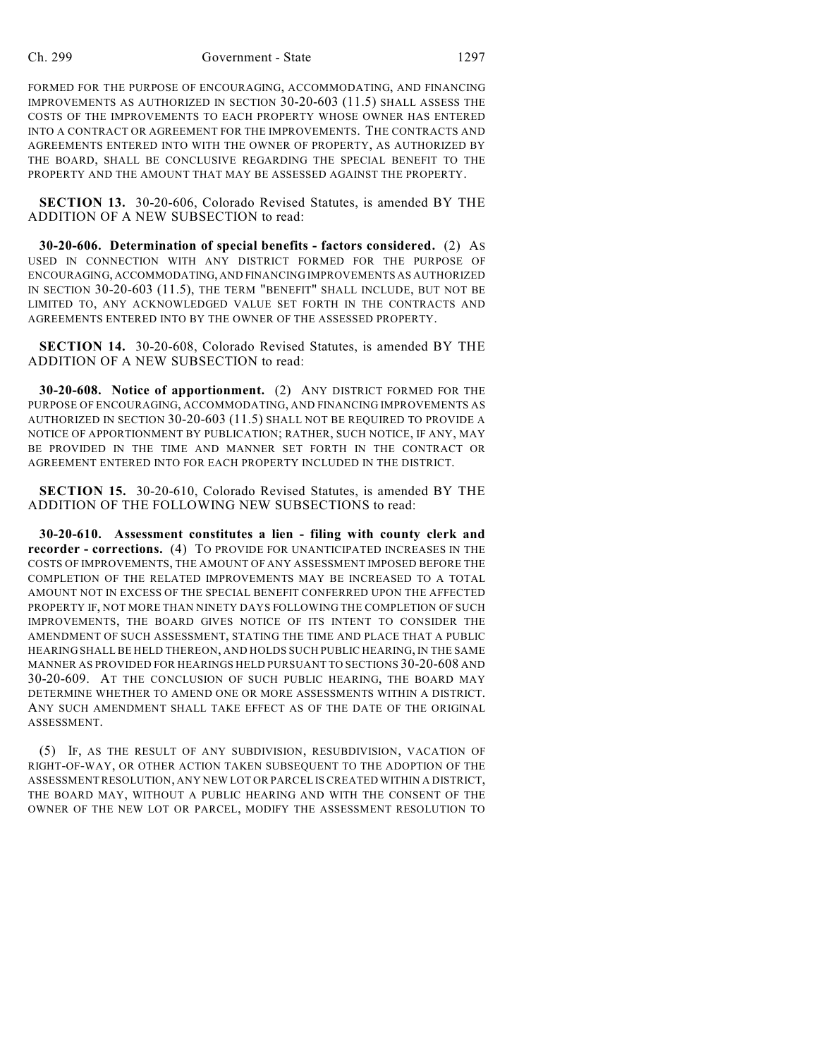FORMED FOR THE PURPOSE OF ENCOURAGING, ACCOMMODATING, AND FINANCING IMPROVEMENTS AS AUTHORIZED IN SECTION 30-20-603 (11.5) SHALL ASSESS THE COSTS OF THE IMPROVEMENTS TO EACH PROPERTY WHOSE OWNER HAS ENTERED INTO A CONTRACT OR AGREEMENT FOR THE IMPROVEMENTS. THE CONTRACTS AND AGREEMENTS ENTERED INTO WITH THE OWNER OF PROPERTY, AS AUTHORIZED BY THE BOARD, SHALL BE CONCLUSIVE REGARDING THE SPECIAL BENEFIT TO THE PROPERTY AND THE AMOUNT THAT MAY BE ASSESSED AGAINST THE PROPERTY.

**SECTION 13.** 30-20-606, Colorado Revised Statutes, is amended BY THE ADDITION OF A NEW SUBSECTION to read:

**30-20-606. Determination of special benefits - factors considered.** (2) AS USED IN CONNECTION WITH ANY DISTRICT FORMED FOR THE PURPOSE OF ENCOURAGING, ACCOMMODATING, AND FINANCING IMPROVEMENTS AS AUTHORIZED IN SECTION 30-20-603 (11.5), THE TERM "BENEFIT" SHALL INCLUDE, BUT NOT BE LIMITED TO, ANY ACKNOWLEDGED VALUE SET FORTH IN THE CONTRACTS AND AGREEMENTS ENTERED INTO BY THE OWNER OF THE ASSESSED PROPERTY.

**SECTION 14.** 30-20-608, Colorado Revised Statutes, is amended BY THE ADDITION OF A NEW SUBSECTION to read:

**30-20-608. Notice of apportionment.** (2) ANY DISTRICT FORMED FOR THE PURPOSE OF ENCOURAGING, ACCOMMODATING, AND FINANCING IMPROVEMENTS AS AUTHORIZED IN SECTION 30-20-603 (11.5) SHALL NOT BE REQUIRED TO PROVIDE A NOTICE OF APPORTIONMENT BY PUBLICATION; RATHER, SUCH NOTICE, IF ANY, MAY BE PROVIDED IN THE TIME AND MANNER SET FORTH IN THE CONTRACT OR AGREEMENT ENTERED INTO FOR EACH PROPERTY INCLUDED IN THE DISTRICT.

**SECTION 15.** 30-20-610, Colorado Revised Statutes, is amended BY THE ADDITION OF THE FOLLOWING NEW SUBSECTIONS to read:

**30-20-610. Assessment constitutes a lien - filing with county clerk and recorder - corrections.** (4) TO PROVIDE FOR UNANTICIPATED INCREASES IN THE COSTS OF IMPROVEMENTS, THE AMOUNT OF ANY ASSESSMENT IMPOSED BEFORE THE COMPLETION OF THE RELATED IMPROVEMENTS MAY BE INCREASED TO A TOTAL AMOUNT NOT IN EXCESS OF THE SPECIAL BENEFIT CONFERRED UPON THE AFFECTED PROPERTY IF, NOT MORE THAN NINETY DAYS FOLLOWING THE COMPLETION OF SUCH IMPROVEMENTS, THE BOARD GIVES NOTICE OF ITS INTENT TO CONSIDER THE AMENDMENT OF SUCH ASSESSMENT, STATING THE TIME AND PLACE THAT A PUBLIC HEARING SHALL BE HELD THEREON, AND HOLDS SUCH PUBLIC HEARING, IN THE SAME MANNER AS PROVIDED FOR HEARINGS HELD PURSUANT TO SECTIONS 30-20-608 AND 30-20-609. AT THE CONCLUSION OF SUCH PUBLIC HEARING, THE BOARD MAY DETERMINE WHETHER TO AMEND ONE OR MORE ASSESSMENTS WITHIN A DISTRICT. ANY SUCH AMENDMENT SHALL TAKE EFFECT AS OF THE DATE OF THE ORIGINAL ASSESSMENT.

(5) IF, AS THE RESULT OF ANY SUBDIVISION, RESUBDIVISION, VACATION OF RIGHT-OF-WAY, OR OTHER ACTION TAKEN SUBSEQUENT TO THE ADOPTION OF THE ASSESSMENT RESOLUTION, ANY NEW LOT OR PARCEL IS CREATED WITHIN A DISTRICT, THE BOARD MAY, WITHOUT A PUBLIC HEARING AND WITH THE CONSENT OF THE OWNER OF THE NEW LOT OR PARCEL, MODIFY THE ASSESSMENT RESOLUTION TO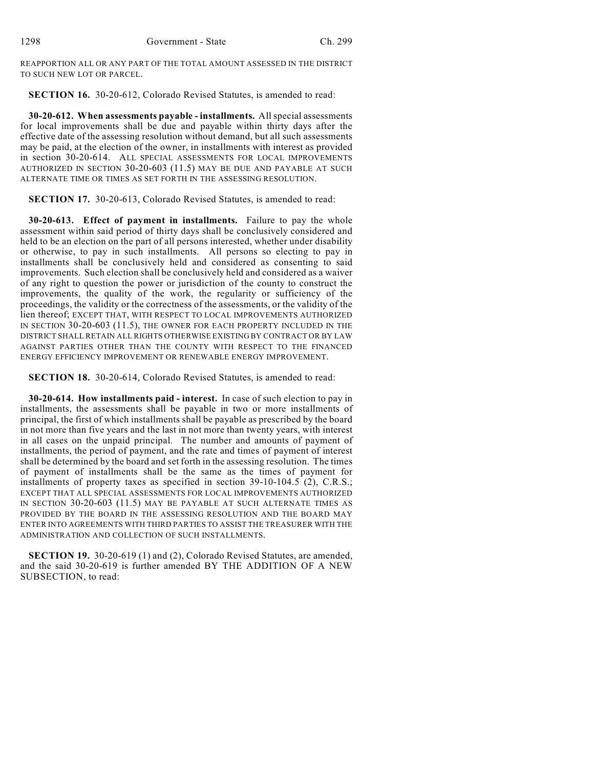REAPPORTION ALL OR ANY PART OF THE TOTAL AMOUNT ASSESSED IN THE DISTRICT TO SUCH NEW LOT OR PARCEL.

**SECTION 16.** 30-20-612, Colorado Revised Statutes, is amended to read:

**30-20-612. When assessments payable - installments.** All special assessments for local improvements shall be due and payable within thirty days after the effective date of the assessing resolution without demand, but all such assessments may be paid, at the election of the owner, in installments with interest as provided in section 30-20-614. ALL SPECIAL ASSESSMENTS FOR LOCAL IMPROVEMENTS AUTHORIZED IN SECTION 30-20-603 (11.5) MAY BE DUE AND PAYABLE AT SUCH ALTERNATE TIME OR TIMES AS SET FORTH IN THE ASSESSING RESOLUTION.

**SECTION 17.** 30-20-613, Colorado Revised Statutes, is amended to read:

**30-20-613. Effect of payment in installments.** Failure to pay the whole assessment within said period of thirty days shall be conclusively considered and held to be an election on the part of all persons interested, whether under disability or otherwise, to pay in such installments. All persons so electing to pay in installments shall be conclusively held and considered as consenting to said improvements. Such election shall be conclusively held and considered as a waiver of any right to question the power or jurisdiction of the county to construct the improvements, the quality of the work, the regularity or sufficiency of the proceedings, the validity or the correctness of the assessments, or the validity of the lien thereof; EXCEPT THAT, WITH RESPECT TO LOCAL IMPROVEMENTS AUTHORIZED IN SECTION 30-20-603 (11.5), THE OWNER FOR EACH PROPERTY INCLUDED IN THE DISTRICT SHALL RETAIN ALL RIGHTS OTHERWISE EXISTING BY CONTRACT OR BY LAW AGAINST PARTIES OTHER THAN THE COUNTY WITH RESPECT TO THE FINANCED ENERGY EFFICIENCY IMPROVEMENT OR RENEWABLE ENERGY IMPROVEMENT.

**SECTION 18.** 30-20-614, Colorado Revised Statutes, is amended to read:

**30-20-614. How installments paid - interest.** In case of such election to pay in installments, the assessments shall be payable in two or more installments of principal, the first of which installments shall be payable as prescribed by the board in not more than five years and the last in not more than twenty years, with interest in all cases on the unpaid principal. The number and amounts of payment of installments, the period of payment, and the rate and times of payment of interest shall be determined by the board and set forth in the assessing resolution. The times of payment of installments shall be the same as the times of payment for installments of property taxes as specified in section 39-10-104.5 (2), C.R.S.; EXCEPT THAT ALL SPECIAL ASSESSMENTS FOR LOCAL IMPROVEMENTS AUTHORIZED IN SECTION 30-20-603 (11.5) MAY BE PAYABLE AT SUCH ALTERNATE TIMES AS PROVIDED BY THE BOARD IN THE ASSESSING RESOLUTION AND THE BOARD MAY ENTER INTO AGREEMENTS WITH THIRD PARTIES TO ASSIST THE TREASURER WITH THE ADMINISTRATION AND COLLECTION OF SUCH INSTALLMENTS.

**SECTION 19.** 30-20-619 (1) and (2), Colorado Revised Statutes, are amended, and the said 30-20-619 is further amended BY THE ADDITION OF A NEW SUBSECTION, to read: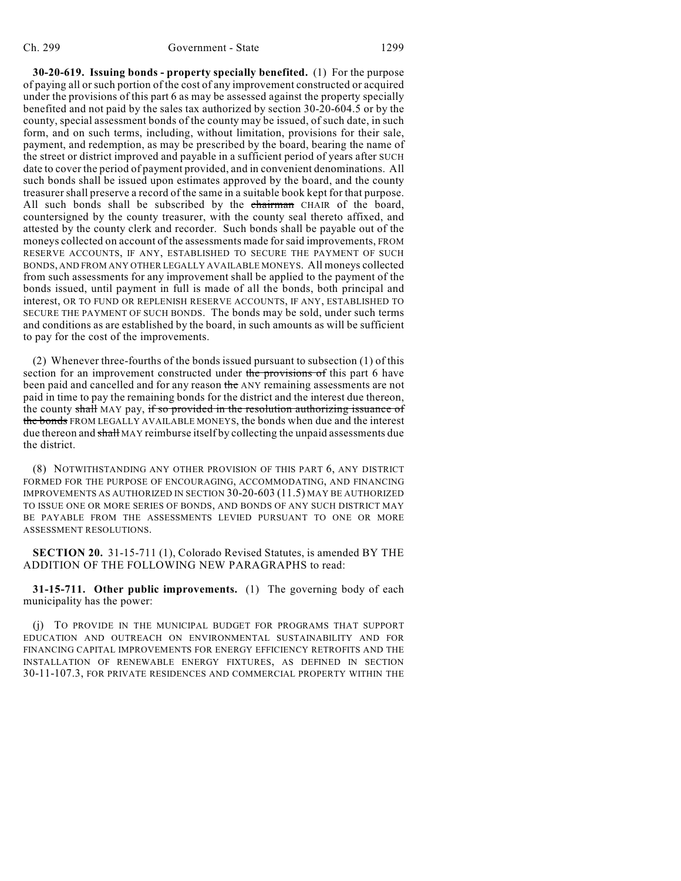**30-20-619. Issuing bonds - property specially benefited.** (1) For the purpose of paying all or such portion of the cost of any improvement constructed or acquired under the provisions of this part 6 as may be assessed against the property specially benefited and not paid by the sales tax authorized by section 30-20-604.5 or by the county, special assessment bonds of the county may be issued, of such date, in such form, and on such terms, including, without limitation, provisions for their sale, payment, and redemption, as may be prescribed by the board, bearing the name of the street or district improved and payable in a sufficient period of years after SUCH date to cover the period of payment provided, and in convenient denominations. All such bonds shall be issued upon estimates approved by the board, and the county treasurer shall preserve a record of the same in a suitable book kept for that purpose. All such bonds shall be subscribed by the ~~chairman~~ CHAIR of the board, countersigned by the county treasurer, with the county seal thereto affixed, and attested by the county clerk and recorder. Such bonds shall be payable out of the moneys collected on account of the assessments made for said improvements, FROM RESERVE ACCOUNTS, IF ANY, ESTABLISHED TO SECURE THE PAYMENT OF SUCH BONDS, AND FROM ANY OTHER LEGALLY AVAILABLE MONEYS. All moneys collected from such assessments for any improvement shall be applied to the payment of the bonds issued, until payment in full is made of all the bonds, both principal and interest, OR TO FUND OR REPLENISH RESERVE ACCOUNTS, IF ANY, ESTABLISHED TO SECURE THE PAYMENT OF SUCH BONDS. The bonds may be sold, under such terms and conditions as are established by the board, in such amounts as will be sufficient to pay for the cost of the improvements.

(2) Whenever three-fourths of the bonds issued pursuant to subsection (1) of this section for an improvement constructed under ~~the provisions of~~ this part 6 have been paid and cancelled and for any reason ~~the~~ ANY remaining assessments are not paid in time to pay the remaining bonds for the district and the interest due thereon, the county ~~shall~~ MAY pay, ~~if so provided in the resolution authorizing issuance of the bonds~~ FROM LEGALLY AVAILABLE MONEYS, the bonds when due and the interest due thereon and ~~shall~~ MAY reimburse itself by collecting the unpaid assessments due the district.

(8) NOTWITHSTANDING ANY OTHER PROVISION OF THIS PART 6, ANY DISTRICT FORMED FOR THE PURPOSE OF ENCOURAGING, ACCOMMODATING, AND FINANCING IMPROVEMENTS AS AUTHORIZED IN SECTION 30-20-603 (11.5) MAY BE AUTHORIZED TO ISSUE ONE OR MORE SERIES OF BONDS, AND BONDS OF ANY SUCH DISTRICT MAY BE PAYABLE FROM THE ASSESSMENTS LEVIED PURSUANT TO ONE OR MORE ASSESSMENT RESOLUTIONS.

**SECTION 20.** 31-15-711 (1), Colorado Revised Statutes, is amended BY THE ADDITION OF THE FOLLOWING NEW PARAGRAPHS to read:

**31-15-711. Other public improvements.** (1) The governing body of each municipality has the power:

(j) TO PROVIDE IN THE MUNICIPAL BUDGET FOR PROGRAMS THAT SUPPORT EDUCATION AND OUTREACH ON ENVIRONMENTAL SUSTAINABILITY AND FOR FINANCING CAPITAL IMPROVEMENTS FOR ENERGY EFFICIENCY RETROFITS AND THE INSTALLATION OF RENEWABLE ENERGY FIXTURES, AS DEFINED IN SECTION 30-11-107.3, FOR PRIVATE RESIDENCES AND COMMERCIAL PROPERTY WITHIN THE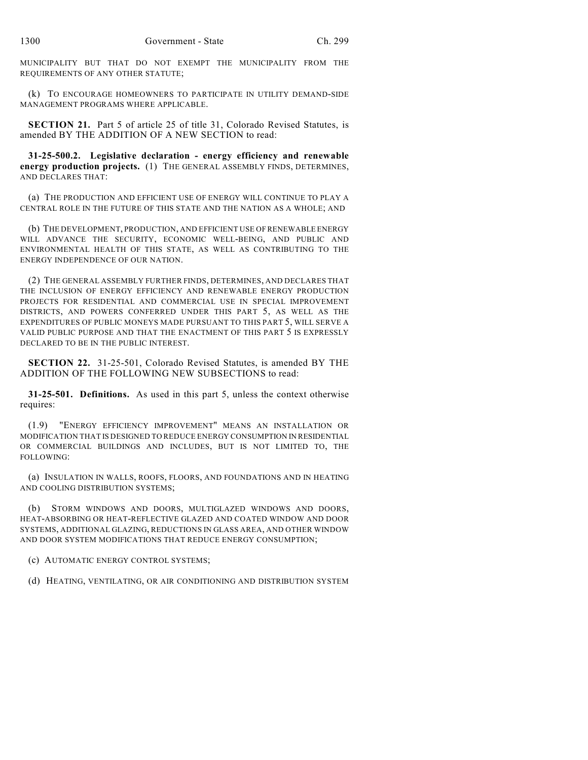MUNICIPALITY BUT THAT DO NOT EXEMPT THE MUNICIPALITY FROM THE REQUIREMENTS OF ANY OTHER STATUTE;

(k) TO ENCOURAGE HOMEOWNERS TO PARTICIPATE IN UTILITY DEMAND-SIDE MANAGEMENT PROGRAMS WHERE APPLICABLE.

**SECTION 21.** Part 5 of article 25 of title 31, Colorado Revised Statutes, is amended BY THE ADDITION OF A NEW SECTION to read:

**31-25-500.2. Legislative declaration - energy efficiency and renewable energy production projects.** (1) THE GENERAL ASSEMBLY FINDS, DETERMINES, AND DECLARES THAT:

(a) THE PRODUCTION AND EFFICIENT USE OF ENERGY WILL CONTINUE TO PLAY A CENTRAL ROLE IN THE FUTURE OF THIS STATE AND THE NATION AS A WHOLE; AND

(b) THE DEVELOPMENT, PRODUCTION, AND EFFICIENT USE OF RENEWABLE ENERGY WILL ADVANCE THE SECURITY, ECONOMIC WELL-BEING, AND PUBLIC AND ENVIRONMENTAL HEALTH OF THIS STATE, AS WELL AS CONTRIBUTING TO THE ENERGY INDEPENDENCE OF OUR NATION.

(2) THE GENERAL ASSEMBLY FURTHER FINDS, DETERMINES, AND DECLARES THAT THE INCLUSION OF ENERGY EFFICIENCY AND RENEWABLE ENERGY PRODUCTION PROJECTS FOR RESIDENTIAL AND COMMERCIAL USE IN SPECIAL IMPROVEMENT DISTRICTS, AND POWERS CONFERRED UNDER THIS PART 5, AS WELL AS THE EXPENDITURES OF PUBLIC MONEYS MADE PURSUANT TO THIS PART 5, WILL SERVE A VALID PUBLIC PURPOSE AND THAT THE ENACTMENT OF THIS PART 5 IS EXPRESSLY DECLARED TO BE IN THE PUBLIC INTEREST.

**SECTION 22.** 31-25-501, Colorado Revised Statutes, is amended BY THE ADDITION OF THE FOLLOWING NEW SUBSECTIONS to read:

**31-25-501. Definitions.** As used in this part 5, unless the context otherwise requires:

(1.9) "ENERGY EFFICIENCY IMPROVEMENT" MEANS AN INSTALLATION OR MODIFICATION THAT IS DESIGNED TO REDUCE ENERGY CONSUMPTION IN RESIDENTIAL OR COMMERCIAL BUILDINGS AND INCLUDES, BUT IS NOT LIMITED TO, THE FOLLOWING:

(a) INSULATION IN WALLS, ROOFS, FLOORS, AND FOUNDATIONS AND IN HEATING AND COOLING DISTRIBUTION SYSTEMS;

(b) STORM WINDOWS AND DOORS, MULTIGLAZED WINDOWS AND DOORS, HEAT-ABSORBING OR HEAT-REFLECTIVE GLAZED AND COATED WINDOW AND DOOR SYSTEMS, ADDITIONAL GLAZING, REDUCTIONS IN GLASS AREA, AND OTHER WINDOW AND DOOR SYSTEM MODIFICATIONS THAT REDUCE ENERGY CONSUMPTION;

(c) AUTOMATIC ENERGY CONTROL SYSTEMS;

(d) HEATING, VENTILATING, OR AIR CONDITIONING AND DISTRIBUTION SYSTEM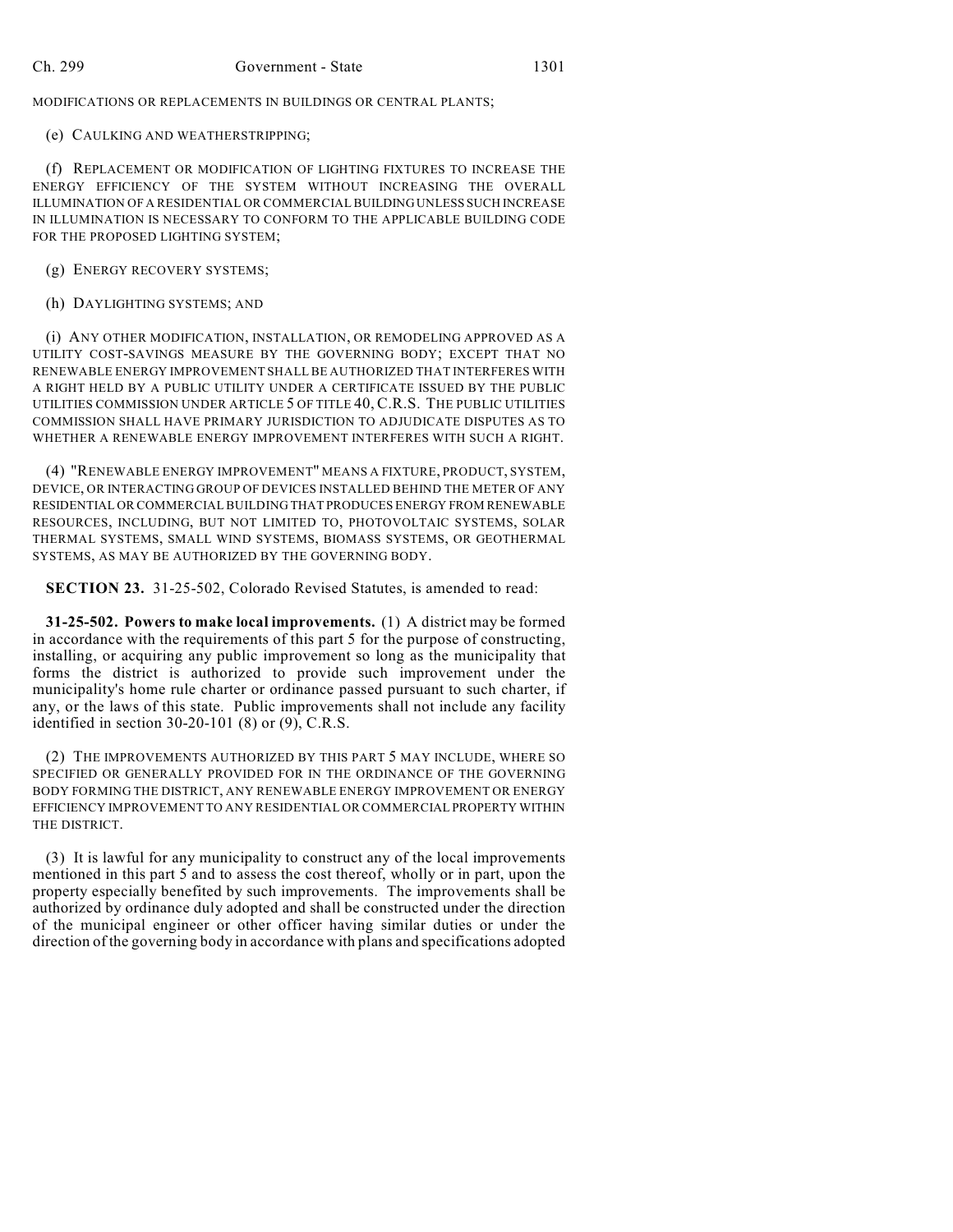MODIFICATIONS OR REPLACEMENTS IN BUILDINGS OR CENTRAL PLANTS;

(e) CAULKING AND WEATHERSTRIPPING;

(f) REPLACEMENT OR MODIFICATION OF LIGHTING FIXTURES TO INCREASE THE ENERGY EFFICIENCY OF THE SYSTEM WITHOUT INCREASING THE OVERALL ILLUMINATION OF A RESIDENTIAL OR COMMERCIAL BUILDING UNLESS SUCH INCREASE IN ILLUMINATION IS NECESSARY TO CONFORM TO THE APPLICABLE BUILDING CODE FOR THE PROPOSED LIGHTING SYSTEM;

(g) ENERGY RECOVERY SYSTEMS;

(h) DAYLIGHTING SYSTEMS; AND

(i) ANY OTHER MODIFICATION, INSTALLATION, OR REMODELING APPROVED AS A UTILITY COST-SAVINGS MEASURE BY THE GOVERNING BODY; EXCEPT THAT NO RENEWABLE ENERGY IMPROVEMENT SHALL BE AUTHORIZED THAT INTERFERES WITH A RIGHT HELD BY A PUBLIC UTILITY UNDER A CERTIFICATE ISSUED BY THE PUBLIC UTILITIES COMMISSION UNDER ARTICLE 5 OF TITLE 40, C.R.S. THE PUBLIC UTILITIES COMMISSION SHALL HAVE PRIMARY JURISDICTION TO ADJUDICATE DISPUTES AS TO WHETHER A RENEWABLE ENERGY IMPROVEMENT INTERFERES WITH SUCH A RIGHT.

(4) "RENEWABLE ENERGY IMPROVEMENT" MEANS A FIXTURE, PRODUCT, SYSTEM, DEVICE, OR INTERACTING GROUP OF DEVICES INSTALLED BEHIND THE METER OF ANY RESIDENTIAL OR COMMERCIAL BUILDING THAT PRODUCES ENERGY FROM RENEWABLE RESOURCES, INCLUDING, BUT NOT LIMITED TO, PHOTOVOLTAIC SYSTEMS, SOLAR THERMAL SYSTEMS, SMALL WIND SYSTEMS, BIOMASS SYSTEMS, OR GEOTHERMAL SYSTEMS, AS MAY BE AUTHORIZED BY THE GOVERNING BODY.

**SECTION 23.** 31-25-502, Colorado Revised Statutes, is amended to read:

**31-25-502. Powers to make local improvements.** (1) A district may be formed in accordance with the requirements of this part 5 for the purpose of constructing, installing, or acquiring any public improvement so long as the municipality that forms the district is authorized to provide such improvement under the municipality's home rule charter or ordinance passed pursuant to such charter, if any, or the laws of this state. Public improvements shall not include any facility identified in section 30-20-101 (8) or (9), C.R.S.

(2) THE IMPROVEMENTS AUTHORIZED BY THIS PART 5 MAY INCLUDE, WHERE SO SPECIFIED OR GENERALLY PROVIDED FOR IN THE ORDINANCE OF THE GOVERNING BODY FORMING THE DISTRICT, ANY RENEWABLE ENERGY IMPROVEMENT OR ENERGY EFFICIENCY IMPROVEMENT TO ANY RESIDENTIAL OR COMMERCIAL PROPERTY WITHIN THE DISTRICT.

(3) It is lawful for any municipality to construct any of the local improvements mentioned in this part 5 and to assess the cost thereof, wholly or in part, upon the property especially benefited by such improvements. The improvements shall be authorized by ordinance duly adopted and shall be constructed under the direction of the municipal engineer or other officer having similar duties or under the direction of the governing body in accordance with plans and specifications adopted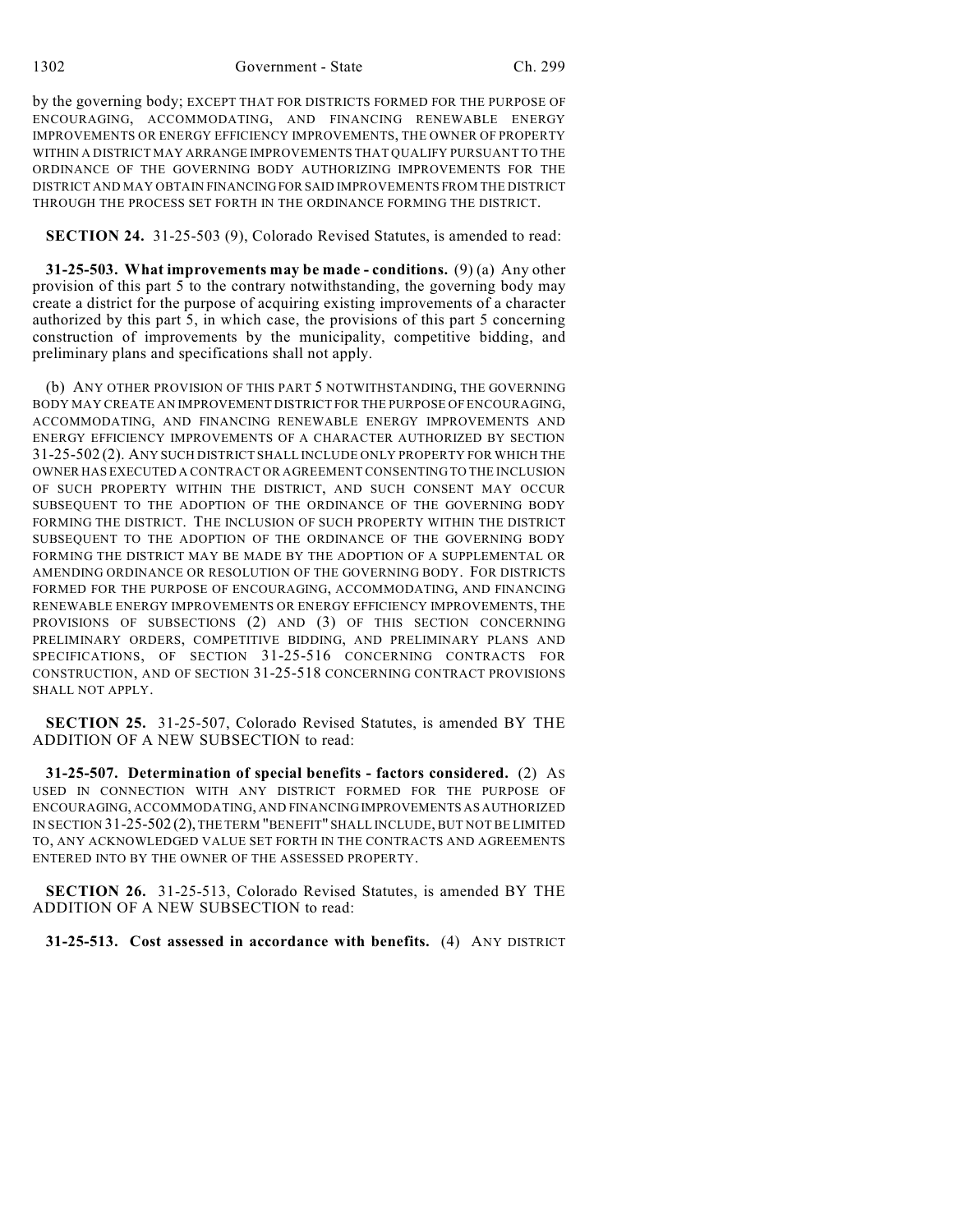by the governing body; EXCEPT THAT FOR DISTRICTS FORMED FOR THE PURPOSE OF ENCOURAGING, ACCOMMODATING, AND FINANCING RENEWABLE ENERGY IMPROVEMENTS OR ENERGY EFFICIENCY IMPROVEMENTS, THE OWNER OF PROPERTY WITHIN A DISTRICT MAY ARRANGE IMPROVEMENTS THAT QUALIFY PURSUANT TO THE ORDINANCE OF THE GOVERNING BODY AUTHORIZING IMPROVEMENTS FOR THE DISTRICT AND MAY OBTAIN FINANCING FOR SAID IMPROVEMENTS FROM THE DISTRICT THROUGH THE PROCESS SET FORTH IN THE ORDINANCE FORMING THE DISTRICT.

**SECTION 24.** 31-25-503 (9), Colorado Revised Statutes, is amended to read:

**31-25-503. What improvements may be made - conditions.** (9) (a) Any other provision of this part 5 to the contrary notwithstanding, the governing body may create a district for the purpose of acquiring existing improvements of a character authorized by this part 5, in which case, the provisions of this part 5 concerning construction of improvements by the municipality, competitive bidding, and preliminary plans and specifications shall not apply.

(b) ANY OTHER PROVISION OF THIS PART 5 NOTWITHSTANDING, THE GOVERNING BODY MAY CREATE AN IMPROVEMENT DISTRICT FOR THE PURPOSE OF ENCOURAGING, ACCOMMODATING, AND FINANCING RENEWABLE ENERGY IMPROVEMENTS AND ENERGY EFFICIENCY IMPROVEMENTS OF A CHARACTER AUTHORIZED BY SECTION 31-25-502 (2). ANY SUCH DISTRICT SHALL INCLUDE ONLY PROPERTY FOR WHICH THE OWNER HAS EXECUTED A CONTRACT OR AGREEMENT CONSENTING TO THE INCLUSION OF SUCH PROPERTY WITHIN THE DISTRICT, AND SUCH CONSENT MAY OCCUR SUBSEQUENT TO THE ADOPTION OF THE ORDINANCE OF THE GOVERNING BODY FORMING THE DISTRICT. THE INCLUSION OF SUCH PROPERTY WITHIN THE DISTRICT SUBSEQUENT TO THE ADOPTION OF THE ORDINANCE OF THE GOVERNING BODY FORMING THE DISTRICT MAY BE MADE BY THE ADOPTION OF A SUPPLEMENTAL OR AMENDING ORDINANCE OR RESOLUTION OF THE GOVERNING BODY. FOR DISTRICTS FORMED FOR THE PURPOSE OF ENCOURAGING, ACCOMMODATING, AND FINANCING RENEWABLE ENERGY IMPROVEMENTS OR ENERGY EFFICIENCY IMPROVEMENTS, THE PROVISIONS OF SUBSECTIONS (2) AND (3) OF THIS SECTION CONCERNING PRELIMINARY ORDERS, COMPETITIVE BIDDING, AND PRELIMINARY PLANS AND SPECIFICATIONS, OF SECTION 31-25-516 CONCERNING CONTRACTS FOR CONSTRUCTION, AND OF SECTION 31-25-518 CONCERNING CONTRACT PROVISIONS SHALL NOT APPLY.

**SECTION 25.** 31-25-507, Colorado Revised Statutes, is amended BY THE ADDITION OF A NEW SUBSECTION to read:

**31-25-507. Determination of special benefits - factors considered.** (2) AS USED IN CONNECTION WITH ANY DISTRICT FORMED FOR THE PURPOSE OF ENCOURAGING, ACCOMMODATING, AND FINANCING IMPROVEMENTS AS AUTHORIZED IN SECTION 31-25-502 (2), THE TERM "BENEFIT" SHALL INCLUDE, BUT NOT BE LIMITED TO, ANY ACKNOWLEDGED VALUE SET FORTH IN THE CONTRACTS AND AGREEMENTS ENTERED INTO BY THE OWNER OF THE ASSESSED PROPERTY.

**SECTION 26.** 31-25-513, Colorado Revised Statutes, is amended BY THE ADDITION OF A NEW SUBSECTION to read:

**31-25-513. Cost assessed in accordance with benefits.** (4) ANY DISTRICT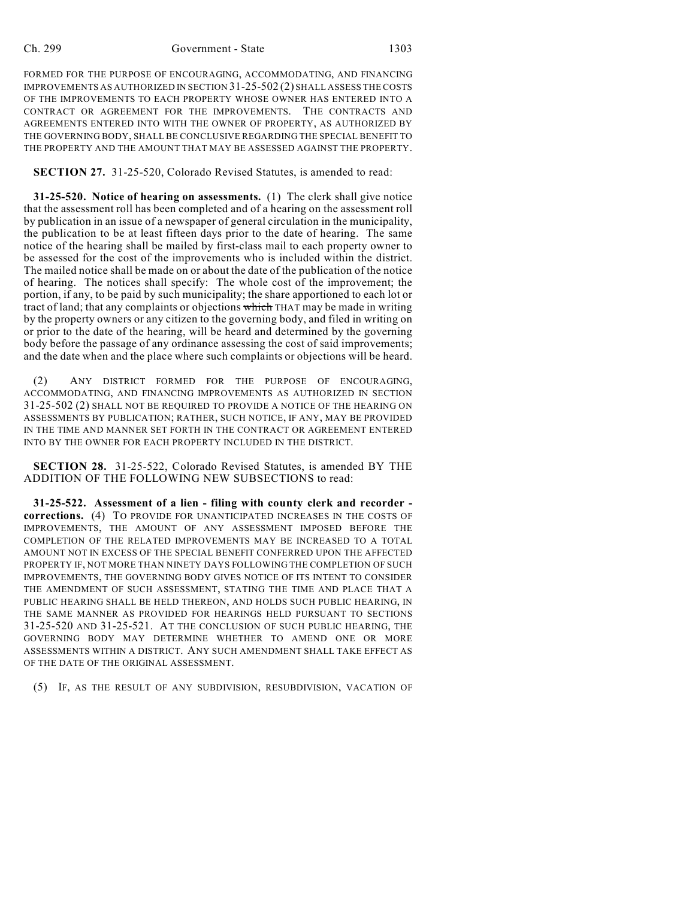FORMED FOR THE PURPOSE OF ENCOURAGING, ACCOMMODATING, AND FINANCING IMPROVEMENTS AS AUTHORIZED IN SECTION 31-25-502 (2) SHALL ASSESS THE COSTS OF THE IMPROVEMENTS TO EACH PROPERTY WHOSE OWNER HAS ENTERED INTO A CONTRACT OR AGREEMENT FOR THE IMPROVEMENTS. THE CONTRACTS AND AGREEMENTS ENTERED INTO WITH THE OWNER OF PROPERTY, AS AUTHORIZED BY THE GOVERNING BODY, SHALL BE CONCLUSIVE REGARDING THE SPECIAL BENEFIT TO THE PROPERTY AND THE AMOUNT THAT MAY BE ASSESSED AGAINST THE PROPERTY.

**SECTION 27.** 31-25-520, Colorado Revised Statutes, is amended to read:

**31-25-520. Notice of hearing on assessments.** (1) The clerk shall give notice that the assessment roll has been completed and of a hearing on the assessment roll by publication in an issue of a newspaper of general circulation in the municipality, the publication to be at least fifteen days prior to the date of hearing. The same notice of the hearing shall be mailed by first-class mail to each property owner to be assessed for the cost of the improvements who is included within the district. The mailed notice shall be made on or about the date of the publication of the notice of hearing. The notices shall specify: The whole cost of the improvement; the portion, if any, to be paid by such municipality; the share apportioned to each lot or tract of land; that any complaints or objections ~~which~~ THAT may be made in writing by the property owners or any citizen to the governing body, and filed in writing on or prior to the date of the hearing, will be heard and determined by the governing body before the passage of any ordinance assessing the cost of said improvements; and the date when and the place where such complaints or objections will be heard.

(2) ANY DISTRICT FORMED FOR THE PURPOSE OF ENCOURAGING, ACCOMMODATING, AND FINANCING IMPROVEMENTS AS AUTHORIZED IN SECTION 31-25-502 (2) SHALL NOT BE REQUIRED TO PROVIDE A NOTICE OF THE HEARING ON ASSESSMENTS BY PUBLICATION; RATHER, SUCH NOTICE, IF ANY, MAY BE PROVIDED IN THE TIME AND MANNER SET FORTH IN THE CONTRACT OR AGREEMENT ENTERED INTO BY THE OWNER FOR EACH PROPERTY INCLUDED IN THE DISTRICT.

**SECTION 28.** 31-25-522, Colorado Revised Statutes, is amended BY THE ADDITION OF THE FOLLOWING NEW SUBSECTIONS to read:

**31-25-522. Assessment of a lien - filing with county clerk and recorder - corrections.** (4) TO PROVIDE FOR UNANTICIPATED INCREASES IN THE COSTS OF IMPROVEMENTS, THE AMOUNT OF ANY ASSESSMENT IMPOSED BEFORE THE COMPLETION OF THE RELATED IMPROVEMENTS MAY BE INCREASED TO A TOTAL AMOUNT NOT IN EXCESS OF THE SPECIAL BENEFIT CONFERRED UPON THE AFFECTED PROPERTY IF, NOT MORE THAN NINETY DAYS FOLLOWING THE COMPLETION OF SUCH IMPROVEMENTS, THE GOVERNING BODY GIVES NOTICE OF ITS INTENT TO CONSIDER THE AMENDMENT OF SUCH ASSESSMENT, STATING THE TIME AND PLACE THAT A PUBLIC HEARING SHALL BE HELD THEREON, AND HOLDS SUCH PUBLIC HEARING, IN THE SAME MANNER AS PROVIDED FOR HEARINGS HELD PURSUANT TO SECTIONS 31-25-520 AND 31-25-521. AT THE CONCLUSION OF SUCH PUBLIC HEARING, THE GOVERNING BODY MAY DETERMINE WHETHER TO AMEND ONE OR MORE ASSESSMENTS WITHIN A DISTRICT. ANY SUCH AMENDMENT SHALL TAKE EFFECT AS OF THE DATE OF THE ORIGINAL ASSESSMENT.

(5) IF, AS THE RESULT OF ANY SUBDIVISION, RESUBDIVISION, VACATION OF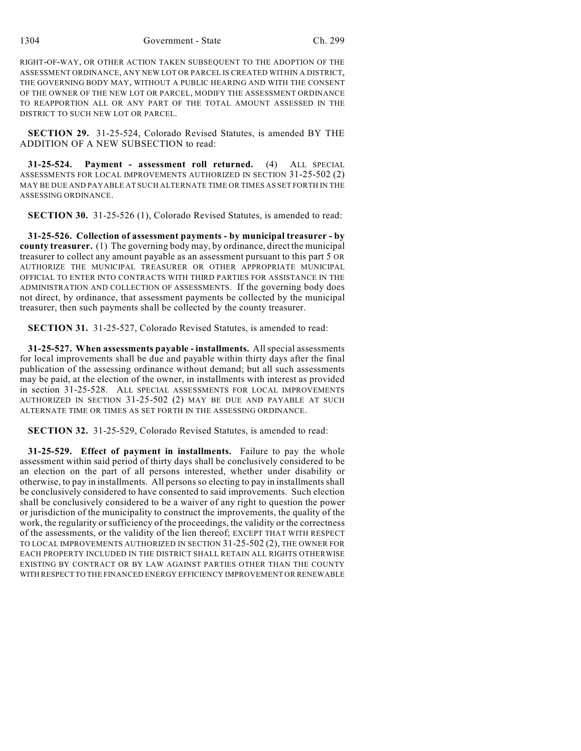RIGHT-OF-WAY, OR OTHER ACTION TAKEN SUBSEQUENT TO THE ADOPTION OF THE ASSESSMENT ORDINANCE, ANY NEW LOT OR PARCEL IS CREATED WITHIN A DISTRICT, THE GOVERNING BODY MAY, WITHOUT A PUBLIC HEARING AND WITH THE CONSENT OF THE OWNER OF THE NEW LOT OR PARCEL, MODIFY THE ASSESSMENT ORDINANCE TO REAPPORTION ALL OR ANY PART OF THE TOTAL AMOUNT ASSESSED IN THE DISTRICT TO SUCH NEW LOT OR PARCEL.

**SECTION 29.** 31-25-524, Colorado Revised Statutes, is amended BY THE ADDITION OF A NEW SUBSECTION to read:

**31-25-524. Payment - assessment roll returned.** (4) ALL SPECIAL ASSESSMENTS FOR LOCAL IMPROVEMENTS AUTHORIZED IN SECTION 31-25-502 (2) MAY BE DUE AND PAYABLE AT SUCH ALTERNATE TIME OR TIMES AS SET FORTH IN THE ASSESSING ORDINANCE.

**SECTION 30.** 31-25-526 (1), Colorado Revised Statutes, is amended to read:

**31-25-526. Collection of assessment payments - by municipal treasurer - by county treasurer.** (1) The governing body may, by ordinance, direct the municipal treasurer to collect any amount payable as an assessment pursuant to this part 5 OR AUTHORIZE THE MUNICIPAL TREASURER OR OTHER APPROPRIATE MUNICIPAL OFFICIAL TO ENTER INTO CONTRACTS WITH THIRD PARTIES FOR ASSISTANCE IN THE ADMINISTRATION AND COLLECTION OF ASSESSMENTS. If the governing body does not direct, by ordinance, that assessment payments be collected by the municipal treasurer, then such payments shall be collected by the county treasurer.

**SECTION 31.** 31-25-527, Colorado Revised Statutes, is amended to read:

**31-25-527. When assessments payable - installments.** All special assessments for local improvements shall be due and payable within thirty days after the final publication of the assessing ordinance without demand; but all such assessments may be paid, at the election of the owner, in installments with interest as provided in section 31-25-528. ALL SPECIAL ASSESSMENTS FOR LOCAL IMPROVEMENTS AUTHORIZED IN SECTION 31-25-502 (2) MAY BE DUE AND PAYABLE AT SUCH ALTERNATE TIME OR TIMES AS SET FORTH IN THE ASSESSING ORDINANCE.

**SECTION 32.** 31-25-529, Colorado Revised Statutes, is amended to read:

**31-25-529. Effect of payment in installments.** Failure to pay the whole assessment within said period of thirty days shall be conclusively considered to be an election on the part of all persons interested, whether under disability or otherwise, to pay in installments. All persons so electing to pay in installments shall be conclusively considered to have consented to said improvements. Such election shall be conclusively considered to be a waiver of any right to question the power or jurisdiction of the municipality to construct the improvements, the quality of the work, the regularity or sufficiency of the proceedings, the validity or the correctness of the assessments, or the validity of the lien thereof; EXCEPT THAT WITH RESPECT TO LOCAL IMPROVEMENTS AUTHORIZED IN SECTION 31-25-502 (2), THE OWNER FOR EACH PROPERTY INCLUDED IN THE DISTRICT SHALL RETAIN ALL RIGHTS OTHERWISE EXISTING BY CONTRACT OR BY LAW AGAINST PARTIES OTHER THAN THE COUNTY WITH RESPECT TO THE FINANCED ENERGY EFFICIENCY IMPROVEMENT OR RENEWABLE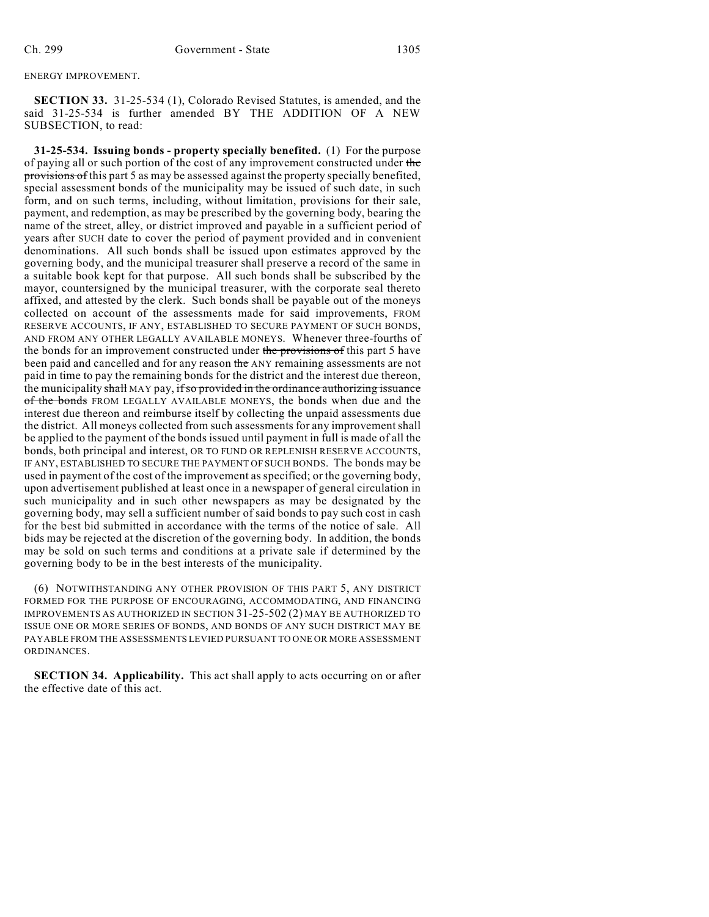ENERGY IMPROVEMENT.

**SECTION 33.** 31-25-534 (1), Colorado Revised Statutes, is amended, and the said 31-25-534 is further amended BY THE ADDITION OF A NEW SUBSECTION, to read:

**31-25-534. Issuing bonds - property specially benefited.** (1) For the purpose of paying all or such portion of the cost of any improvement constructed under ~~the provisions of~~ this part 5 as may be assessed against the property specially benefited, special assessment bonds of the municipality may be issued of such date, in such form, and on such terms, including, without limitation, provisions for their sale, payment, and redemption, as may be prescribed by the governing body, bearing the name of the street, alley, or district improved and payable in a sufficient period of years after SUCH date to cover the period of payment provided and in convenient denominations. All such bonds shall be issued upon estimates approved by the governing body, and the municipal treasurer shall preserve a record of the same in a suitable book kept for that purpose. All such bonds shall be subscribed by the mayor, countersigned by the municipal treasurer, with the corporate seal thereto affixed, and attested by the clerk. Such bonds shall be payable out of the moneys collected on account of the assessments made for said improvements, FROM RESERVE ACCOUNTS, IF ANY, ESTABLISHED TO SECURE PAYMENT OF SUCH BONDS, AND FROM ANY OTHER LEGALLY AVAILABLE MONEYS. Whenever three-fourths of the bonds for an improvement constructed under ~~the provisions of~~ this part 5 have been paid and cancelled and for any reason ~~the~~ ANY remaining assessments are not paid in time to pay the remaining bonds for the district and the interest due thereon, the municipality ~~shall~~ MAY pay, ~~if so provided in the ordinance authorizing issuance of the bonds~~ FROM LEGALLY AVAILABLE MONEYS, the bonds when due and the interest due thereon and reimburse itself by collecting the unpaid assessments due the district. All moneys collected from such assessments for any improvement shall be applied to the payment of the bonds issued until payment in full is made of all the bonds, both principal and interest, OR TO FUND OR REPLENISH RESERVE ACCOUNTS, IF ANY, ESTABLISHED TO SECURE THE PAYMENT OF SUCH BONDS. The bonds may be used in payment of the cost of the improvement as specified; or the governing body, upon advertisement published at least once in a newspaper of general circulation in such municipality and in such other newspapers as may be designated by the governing body, may sell a sufficient number of said bonds to pay such cost in cash for the best bid submitted in accordance with the terms of the notice of sale. All bids may be rejected at the discretion of the governing body. In addition, the bonds may be sold on such terms and conditions at a private sale if determined by the governing body to be in the best interests of the municipality.

(6) NOTWITHSTANDING ANY OTHER PROVISION OF THIS PART 5, ANY DISTRICT FORMED FOR THE PURPOSE OF ENCOURAGING, ACCOMMODATING, AND FINANCING IMPROVEMENTS AS AUTHORIZED IN SECTION 31-25-502 (2) MAY BE AUTHORIZED TO ISSUE ONE OR MORE SERIES OF BONDS, AND BONDS OF ANY SUCH DISTRICT MAY BE PAYABLE FROM THE ASSESSMENTS LEVIED PURSUANT TO ONE OR MORE ASSESSMENT ORDINANCES.

**SECTION 34. Applicability.** This act shall apply to acts occurring on or after the effective date of this act.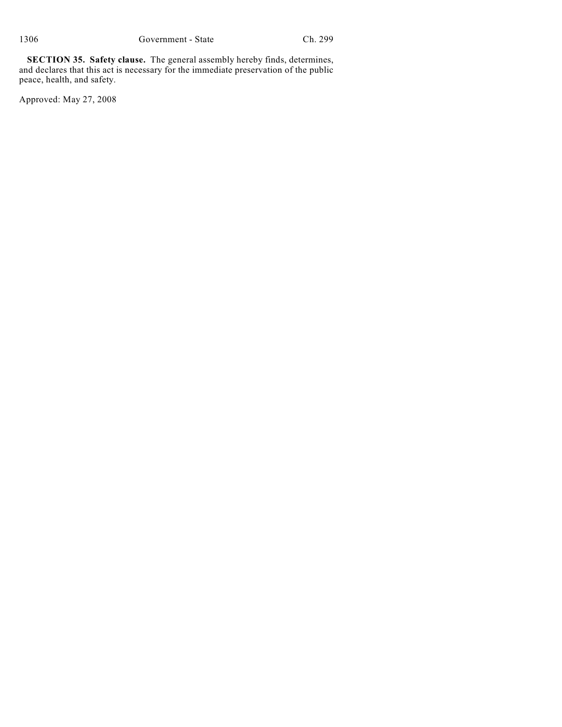**SECTION 35. Safety clause.** The general assembly hereby finds, determines, and declares that this act is necessary for the immediate preservation of the public peace, health, and safety.

Approved: May 27, 2008